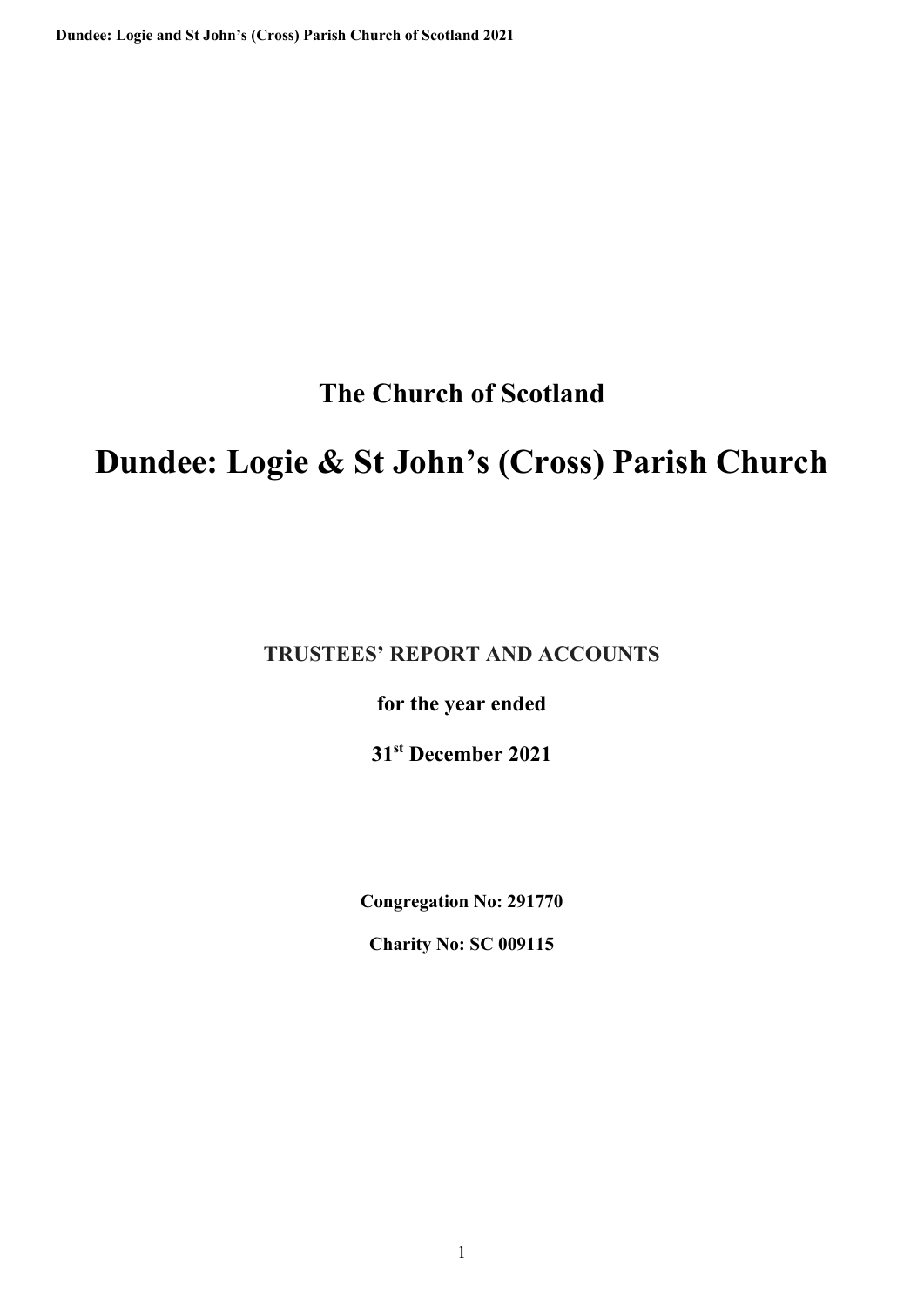# The Church of Scotland

# Dundee: Logie & St John's (Cross) Parish Church

**TRUSTEES' REPORT AND ACCOUNTS**

**for the year ended**

**31st December 2021**

**Congregation No: 291770**

**Charity No: SC 009115**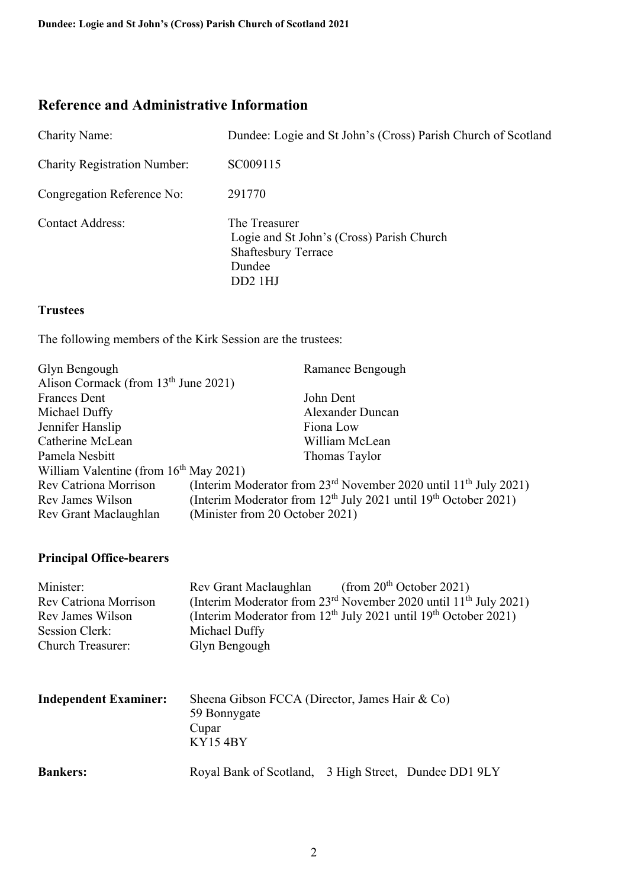## Reference and Administrative Information

| | |
|---|---|
| Charity Name: | Dundee: Logie and St John's (Cross) Parish Church of Scotland |
| Charity Registration Number: | SC009115 |
| Congregation Reference No: | 291770 |
| Contact Address: | The Treasurer<br>Logie and St John's (Cross) Parish Church<br>Shaftesbury Terrace<br>Dundee<br>DD2 1HJ |

### Trustees

The following members of the Kirk Session are the trustees:

| | |
|---|---|
| Glyn Bengough | Ramanee Bengough |
| Alison Cormack (from 13th June 2021) | |
| Frances Dent | John Dent |
| Michael Duffy | Alexander Duncan |
| Jennifer Hanslip | Fiona Low |
| Catherine McLean | William McLean |
| Pamela Nesbitt | Thomas Taylor |
| William Valentine (from 16th May 2021) | |
| Rev Catriona Morrison | (Interim Moderator from 23rd November 2020 until 11th July 2021) |
| Rev James Wilson | (Interim Moderator from 12th July 2021 until 19th October 2021) |
| Rev Grant Maclaughlan | (Minister from 20 October 2021) |

### Principal Office-bearers

| | |
|---|---|
| Minister: | Rev Grant Maclaughlan (from 20th October 2021) |
| Rev Catriona Morrison | (Interim Moderator from 23rd November 2020 until 11th July 2021) |
| Rev James Wilson | (Interim Moderator from 12th July 2021 until 19th October 2021) |
| Session Clerk: | Michael Duffy |
| Church Treasurer: | Glyn Bengough |

**Independent Examiner:** Sheena Gibson FCCA (Director, James Hair & Co)
59 Bonnygate
Cupar
KY15 4BY

**Bankers:** Royal Bank of Scotland, 3 High Street, Dundee DD1 9LY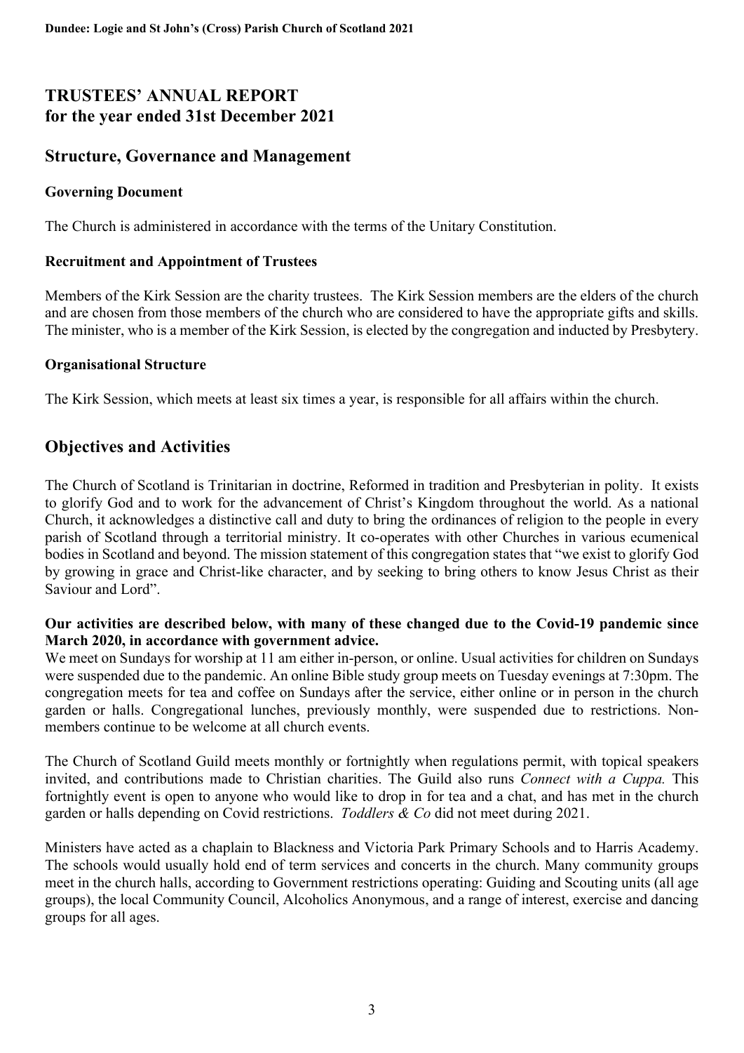# TRUSTEES' ANNUAL REPORT
# for the year ended 31st December 2021

## Structure, Governance and Management

### Governing Document

The Church is administered in accordance with the terms of the Unitary Constitution.

### Recruitment and Appointment of Trustees

Members of the Kirk Session are the charity trustees. The Kirk Session members are the elders of the church and are chosen from those members of the church who are considered to have the appropriate gifts and skills. The minister, who is a member of the Kirk Session, is elected by the congregation and inducted by Presbytery.

### Organisational Structure

The Kirk Session, which meets at least six times a year, is responsible for all affairs within the church.

## Objectives and Activities

The Church of Scotland is Trinitarian in doctrine, Reformed in tradition and Presbyterian in polity. It exists to glorify God and to work for the advancement of Christ's Kingdom throughout the world. As a national Church, it acknowledges a distinctive call and duty to bring the ordinances of religion to the people in every parish of Scotland through a territorial ministry. It co-operates with other Churches in various ecumenical bodies in Scotland and beyond. The mission statement of this congregation states that "we exist to glorify God by growing in grace and Christ-like character, and by seeking to bring others to know Jesus Christ as their Saviour and Lord".

**Our activities are described below, with many of these changed due to the Covid-19 pandemic since March 2020, in accordance with government advice.**

We meet on Sundays for worship at 11 am either in-person, or online. Usual activities for children on Sundays were suspended due to the pandemic. An online Bible study group meets on Tuesday evenings at 7:30pm. The congregation meets for tea and coffee on Sundays after the service, either online or in person in the church garden or halls. Congregational lunches, previously monthly, were suspended due to restrictions. Non-members continue to be welcome at all church events.

The Church of Scotland Guild meets monthly or fortnightly when regulations permit, with topical speakers invited, and contributions made to Christian charities. The Guild also runs *Connect with a Cuppa.* This fortnightly event is open to anyone who would like to drop in for tea and a chat, and has met in the church garden or halls depending on Covid restrictions. *Toddlers & Co* did not meet during 2021.

Ministers have acted as a chaplain to Blackness and Victoria Park Primary Schools and to Harris Academy. The schools would usually hold end of term services and concerts in the church. Many community groups meet in the church halls, according to Government restrictions operating: Guiding and Scouting units (all age groups), the local Community Council, Alcoholics Anonymous, and a range of interest, exercise and dancing groups for all ages.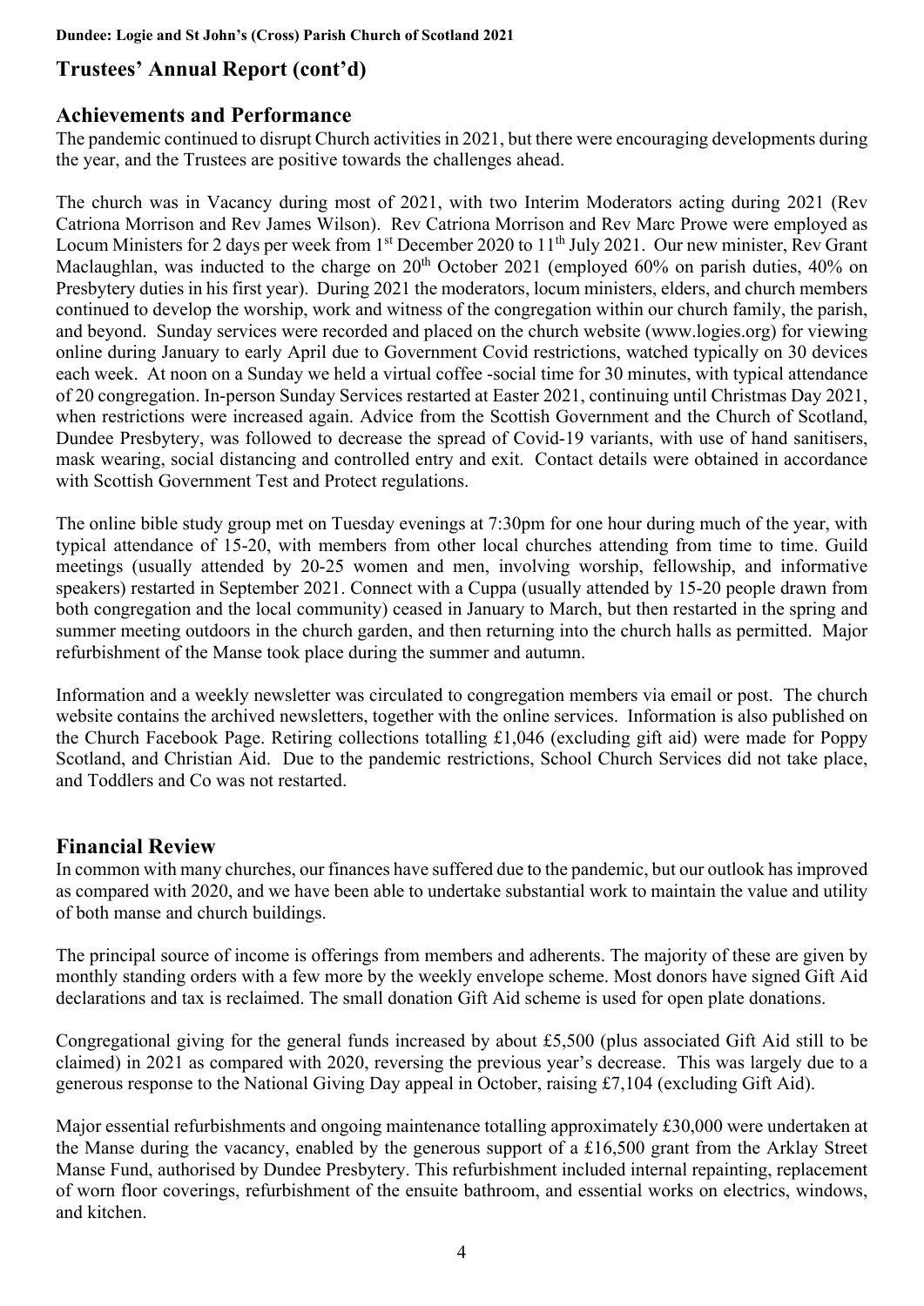## Trustees' Annual Report (cont'd)

### Achievements and Performance

The pandemic continued to disrupt Church activities in 2021, but there were encouraging developments during the year, and the Trustees are positive towards the challenges ahead.

The church was in Vacancy during most of 2021, with two Interim Moderators acting during 2021 (Rev Catriona Morrison and Rev James Wilson). Rev Catriona Morrison and Rev Marc Prowe were employed as Locum Ministers for 2 days per week from 1st December 2020 to 11th July 2021. Our new minister, Rev Grant Maclaughlan, was inducted to the charge on 20th October 2021 (employed 60% on parish duties, 40% on Presbytery duties in his first year). During 2021 the moderators, locum ministers, elders, and church members continued to develop the worship, work and witness of the congregation within our church family, the parish, and beyond. Sunday services were recorded and placed on the church website (www.logies.org) for viewing online during January to early April due to Government Covid restrictions, watched typically on 30 devices each week. At noon on a Sunday we held a virtual coffee -social time for 30 minutes, with typical attendance of 20 congregation. In-person Sunday Services restarted at Easter 2021, continuing until Christmas Day 2021, when restrictions were increased again. Advice from the Scottish Government and the Church of Scotland, Dundee Presbytery, was followed to decrease the spread of Covid-19 variants, with use of hand sanitisers, mask wearing, social distancing and controlled entry and exit. Contact details were obtained in accordance with Scottish Government Test and Protect regulations.

The online bible study group met on Tuesday evenings at 7:30pm for one hour during much of the year, with typical attendance of 15-20, with members from other local churches attending from time to time. Guild meetings (usually attended by 20-25 women and men, involving worship, fellowship, and informative speakers) restarted in September 2021. Connect with a Cuppa (usually attended by 15-20 people drawn from both congregation and the local community) ceased in January to March, but then restarted in the spring and summer meeting outdoors in the church garden, and then returning into the church halls as permitted. Major refurbishment of the Manse took place during the summer and autumn.

Information and a weekly newsletter was circulated to congregation members via email or post. The church website contains the archived newsletters, together with the online services. Information is also published on the Church Facebook Page. Retiring collections totalling £1,046 (excluding gift aid) were made for Poppy Scotland, and Christian Aid. Due to the pandemic restrictions, School Church Services did not take place, and Toddlers and Co was not restarted.

### Financial Review

In common with many churches, our finances have suffered due to the pandemic, but our outlook has improved as compared with 2020, and we have been able to undertake substantial work to maintain the value and utility of both manse and church buildings.

The principal source of income is offerings from members and adherents. The majority of these are given by monthly standing orders with a few more by the weekly envelope scheme. Most donors have signed Gift Aid declarations and tax is reclaimed. The small donation Gift Aid scheme is used for open plate donations.

Congregational giving for the general funds increased by about £5,500 (plus associated Gift Aid still to be claimed) in 2021 as compared with 2020, reversing the previous year's decrease. This was largely due to a generous response to the National Giving Day appeal in October, raising £7,104 (excluding Gift Aid).

Major essential refurbishments and ongoing maintenance totalling approximately £30,000 were undertaken at the Manse during the vacancy, enabled by the generous support of a £16,500 grant from the Arklay Street Manse Fund, authorised by Dundee Presbytery. This refurbishment included internal repainting, replacement of worn floor coverings, refurbishment of the ensuite bathroom, and essential works on electrics, windows, and kitchen.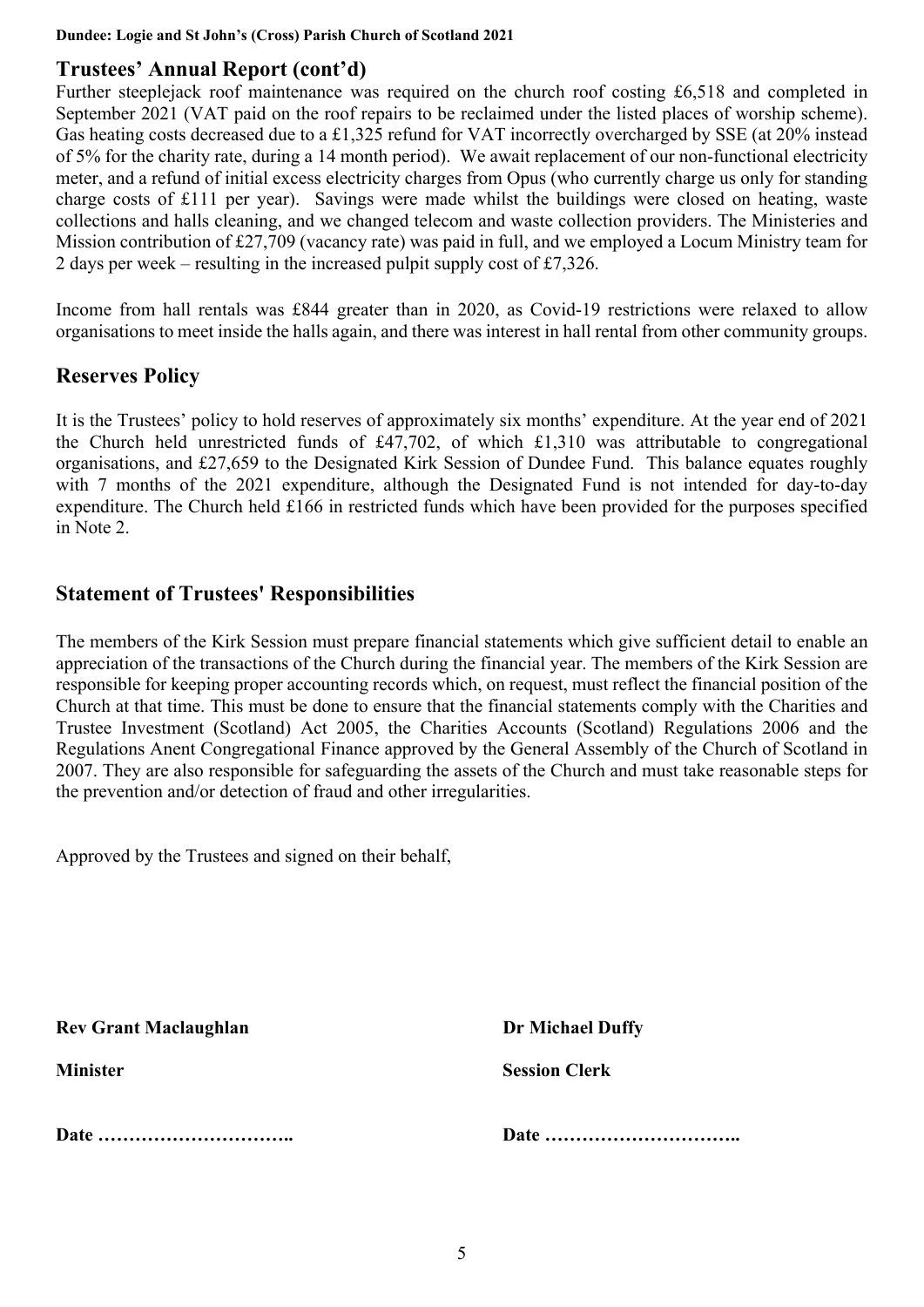## Trustees' Annual Report (cont'd)

Further steeplejack roof maintenance was required on the church roof costing £6,518 and completed in September 2021 (VAT paid on the roof repairs to be reclaimed under the listed places of worship scheme). Gas heating costs decreased due to a £1,325 refund for VAT incorrectly overcharged by SSE (at 20% instead of 5% for the charity rate, during a 14 month period). We await replacement of our non-functional electricity meter, and a refund of initial excess electricity charges from Opus (who currently charge us only for standing charge costs of £111 per year). Savings were made whilst the buildings were closed on heating, waste collections and halls cleaning, and we changed telecom and waste collection providers. The Ministeries and Mission contribution of £27,709 (vacancy rate) was paid in full, and we employed a Locum Ministry team for 2 days per week – resulting in the increased pulpit supply cost of £7,326.

Income from hall rentals was £844 greater than in 2020, as Covid-19 restrictions were relaxed to allow organisations to meet inside the halls again, and there was interest in hall rental from other community groups.

## Reserves Policy

It is the Trustees' policy to hold reserves of approximately six months' expenditure. At the year end of 2021 the Church held unrestricted funds of £47,702, of which £1,310 was attributable to congregational organisations, and £27,659 to the Designated Kirk Session of Dundee Fund. This balance equates roughly with 7 months of the 2021 expenditure, although the Designated Fund is not intended for day-to-day expenditure. The Church held £166 in restricted funds which have been provided for the purposes specified in Note 2.

## Statement of Trustees' Responsibilities

The members of the Kirk Session must prepare financial statements which give sufficient detail to enable an appreciation of the transactions of the Church during the financial year. The members of the Kirk Session are responsible for keeping proper accounting records which, on request, must reflect the financial position of the Church at that time. This must be done to ensure that the financial statements comply with the Charities and Trustee Investment (Scotland) Act 2005, the Charities Accounts (Scotland) Regulations 2006 and the Regulations Anent Congregational Finance approved by the General Assembly of the Church of Scotland in 2007. They are also responsible for safeguarding the assets of the Church and must take reasonable steps for the prevention and/or detection of fraud and other irregularities.

Approved by the Trustees and signed on their behalf,

**Rev Grant Maclaughlan**

**Minister**

**Date …………………………..**

**Dr Michael Duffy**

**Session Clerk**

**Date …………………………..**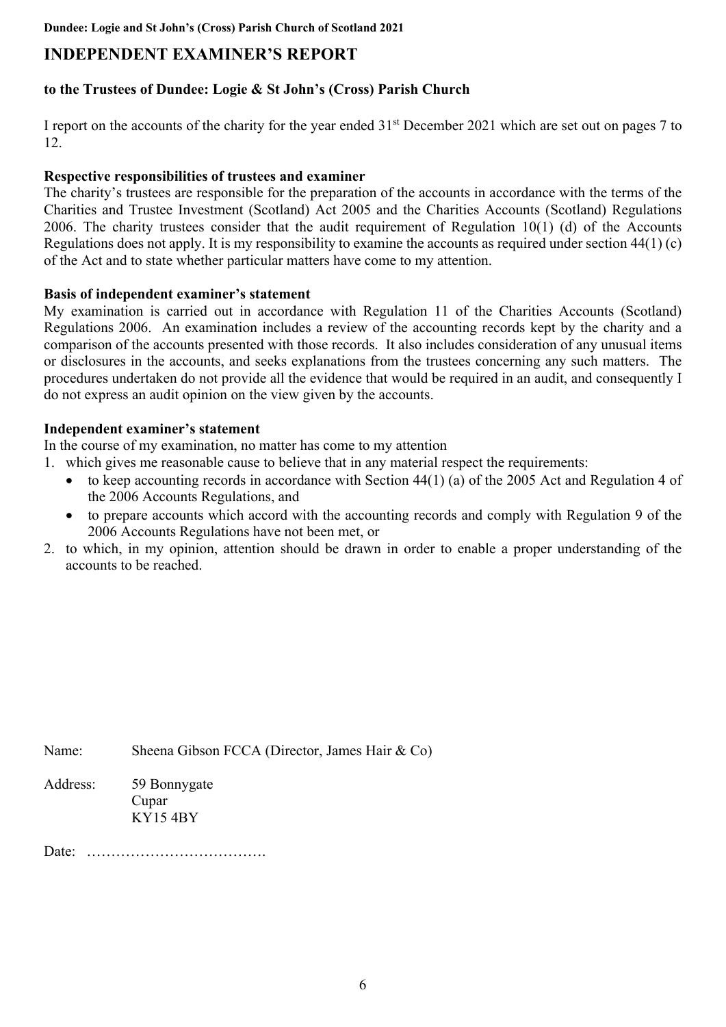# INDEPENDENT EXAMINER'S REPORT

**to the Trustees of Dundee: Logie & St John's (Cross) Parish Church**

I report on the accounts of the charity for the year ended 31st December 2021 which are set out on pages 7 to 12.

**Respective responsibilities of trustees and examiner**

The charity's trustees are responsible for the preparation of the accounts in accordance with the terms of the Charities and Trustee Investment (Scotland) Act 2005 and the Charities Accounts (Scotland) Regulations 2006. The charity trustees consider that the audit requirement of Regulation 10(1) (d) of the Accounts Regulations does not apply. It is my responsibility to examine the accounts as required under section 44(1) (c) of the Act and to state whether particular matters have come to my attention.

**Basis of independent examiner's statement**

My examination is carried out in accordance with Regulation 11 of the Charities Accounts (Scotland) Regulations 2006. An examination includes a review of the accounting records kept by the charity and a comparison of the accounts presented with those records. It also includes consideration of any unusual items or disclosures in the accounts, and seeks explanations from the trustees concerning any such matters. The procedures undertaken do not provide all the evidence that would be required in an audit, and consequently I do not express an audit opinion on the view given by the accounts.

**Independent examiner's statement**

In the course of my examination, no matter has come to my attention

1. which gives me reasonable cause to believe that in any material respect the requirements:
   - to keep accounting records in accordance with Section 44(1) (a) of the 2005 Act and Regulation 4 of the 2006 Accounts Regulations, and
   - to prepare accounts which accord with the accounting records and comply with Regulation 9 of the 2006 Accounts Regulations have not been met, or
2. to which, in my opinion, attention should be drawn in order to enable a proper understanding of the accounts to be reached.

Name: Sheena Gibson FCCA (Director, James Hair & Co)

Address: 59 Bonnygate
Cupar
KY15 4BY

Date: ……………………………….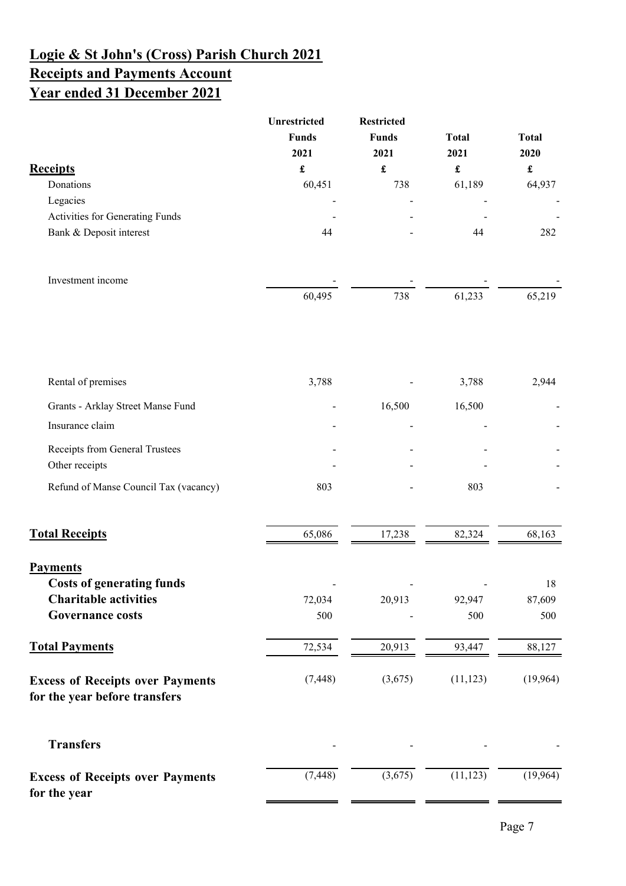# Logie & St John's (Cross) Parish Church 2021
# Receipts and Payments Account
# Year ended 31 December 2021

| | Unrestricted Funds 2021 | Restricted Funds 2021 | Total 2021 | Total 2020 |
|---|---|---|---|---|
| **Receipts** | £ | £ | £ | £ |
| Donations | 60,451 | 738 | 61,189 | 64,937 |
| Legacies | - | - | - | - |
| Activities for Generating Funds | - | - | - | - |
| Bank & Deposit interest | 44 | - | 44 | 282 |
| Investment income | - | - | - | - |
| | 60,495 | 738 | 61,233 | 65,219 |
| Rental of premises | 3,788 | - | 3,788 | 2,944 |
| Grants - Arklay Street Manse Fund | - | 16,500 | 16,500 | - |
| Insurance claim | - | - | - | - |
| Receipts from General Trustees | - | - | - | - |
| Other receipts | - | - | - | - |
| Refund of Manse Council Tax (vacancy) | 803 | - | 803 | - |
| **Total Receipts** | 65,086 | 17,238 | 82,324 | 68,163 |
| **Payments** | | | | |
| **Costs of generating funds** | - | - | - | 18 |
| **Charitable activities** | 72,034 | 20,913 | 92,947 | 87,609 |
| **Governance costs** | 500 | - | 500 | 500 |
| **Total Payments** | 72,534 | 20,913 | 93,447 | 88,127 |
| **Excess of Receipts over Payments for the year before transfers** | (7,448) | (3,675) | (11,123) | (19,964) |
| **Transfers** | - | - | - | - |
| **Excess of Receipts over Payments for the year** | (7,448) | (3,675) | (11,123) | (19,964) |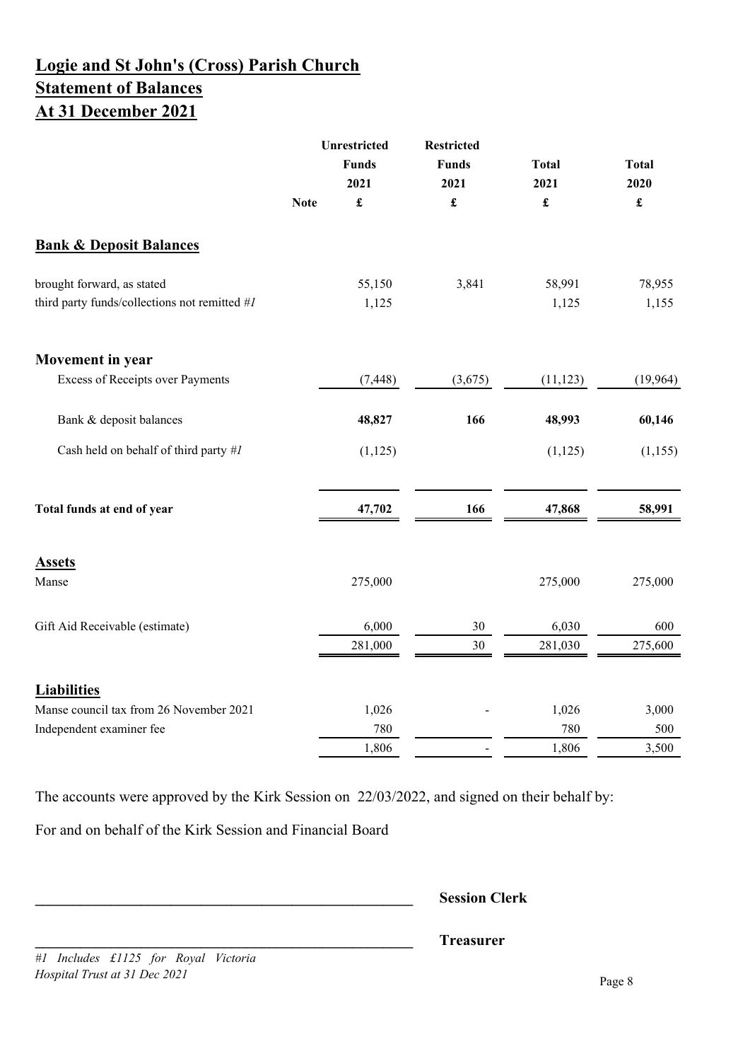# Logie and St John's (Cross) Parish Church
## Statement of Balances
## At 31 December 2021

| | Note | Unrestricted Funds 2021 £ | Restricted Funds 2021 £ | Total 2021 £ | Total 2020 £ |
|---|---|---|---|---|---|
| **Bank & Deposit Balances** | | | | | |
| brought forward, as stated | | 55,150 | 3,841 | 58,991 | 78,955 |
| third party funds/collections not remitted #1 | | 1,125 | | 1,125 | 1,155 |
| **Movement in year** | | | | | |
| Excess of Receipts over Payments | | (7,448) | (3,675) | (11,123) | (19,964) |
| Bank & deposit balances | | **48,827** | **166** | **48,993** | **60,146** |
| Cash held on behalf of third party #1 | | (1,125) | | (1,125) | (1,155) |
| **Total funds at end of year** | | **47,702** | **166** | **47,868** | **58,991** |
| **Assets** | | | | | |
| Manse | | 275,000 | | 275,000 | 275,000 |
| Gift Aid Receivable (estimate) | | 6,000 | 30 | 6,030 | 600 |
| | | 281,000 | 30 | 281,030 | 275,600 |
| **Liabilities** | | | | | |
| Manse council tax from 26 November 2021 | | 1,026 | - | 1,026 | 3,000 |
| Independent examiner fee | | 780 | | 780 | 500 |
| | | 1,806 | - | 1,806 | 3,500 |

The accounts were approved by the Kirk Session on 22/03/2022, and signed on their behalf by:

For and on behalf of the Kirk Session and Financial Board

______________________________________ **Session Clerk**

______________________________________ **Treasurer**

*#1 Includes £1125 for Royal Victoria Hospital Trust at 31 Dec 2021*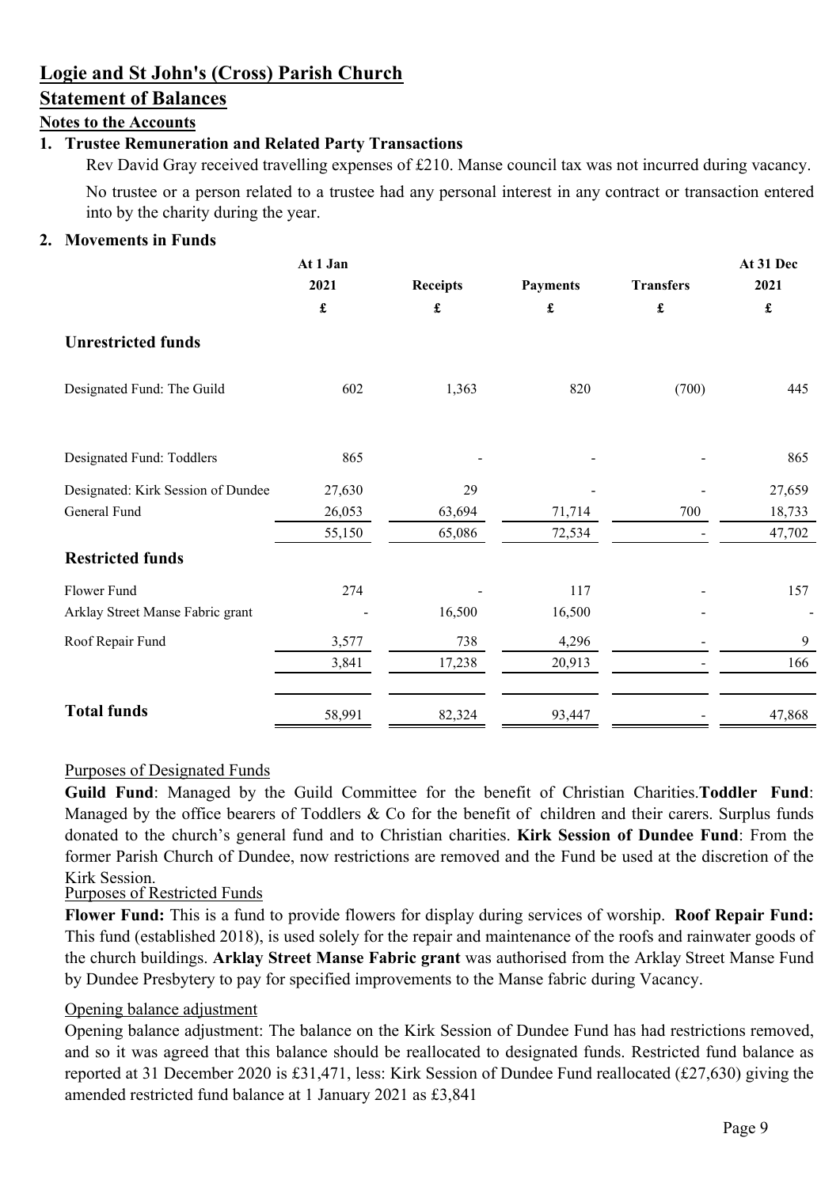# Logie and St John's (Cross) Parish Church

## Statement of Balances

### Notes to the Accounts

**1. Trustee Remuneration and Related Party Transactions**

Rev David Gray received travelling expenses of £210. Manse council tax was not incurred during vacancy.

No trustee or a person related to a trustee had any personal interest in any contract or transaction entered into by the charity during the year.

**2. Movements in Funds**

| | At 1 Jan 2021 £ | Receipts £ | Payments £ | Transfers £ | At 31 Dec 2021 £ |
|---|---|---|---|---|---|
| **Unrestricted funds** | | | | | |
| Designated Fund: The Guild | 602 | 1,363 | 820 | (700) | 445 |
| Designated Fund: Toddlers | 865 | - | - | - | 865 |
| Designated: Kirk Session of Dundee | 27,630 | 29 | - | - | 27,659 |
| General Fund | 26,053 | 63,694 | 71,714 | 700 | 18,733 |
| | 55,150 | 65,086 | 72,534 | - | 47,702 |
| **Restricted funds** | | | | | |
| Flower Fund | 274 | - | 117 | - | 157 |
| Arklay Street Manse Fabric grant | - | 16,500 | 16,500 | - | - |
| Roof Repair Fund | 3,577 | 738 | 4,296 | - | 9 |
| | 3,841 | 17,238 | 20,913 | - | 166 |
| **Total funds** | 58,991 | 82,324 | 93,447 | - | 47,868 |

Purposes of Designated Funds

**Guild Fund**: Managed by the Guild Committee for the benefit of Christian Charities.**Toddler Fund**: Managed by the office bearers of Toddlers & Co for the benefit of children and their carers. Surplus funds donated to the church's general fund and to Christian charities. **Kirk Session of Dundee Fund**: From the former Parish Church of Dundee, now restrictions are removed and the Fund be used at the discretion of the Kirk Session.

Purposes of Restricted Funds

**Flower Fund:** This is a fund to provide flowers for display during services of worship. **Roof Repair Fund:** This fund (established 2018), is used solely for the repair and maintenance of the roofs and rainwater goods of the church buildings. **Arklay Street Manse Fabric grant** was authorised from the Arklay Street Manse Fund by Dundee Presbytery to pay for specified improvements to the Manse fabric during Vacancy.

Opening balance adjustment

Opening balance adjustment: The balance on the Kirk Session of Dundee Fund has had restrictions removed, and so it was agreed that this balance should be reallocated to designated funds. Restricted fund balance as reported at 31 December 2020 is £31,471, less: Kirk Session of Dundee Fund reallocated (£27,630) giving the amended restricted fund balance at 1 January 2021 as £3,841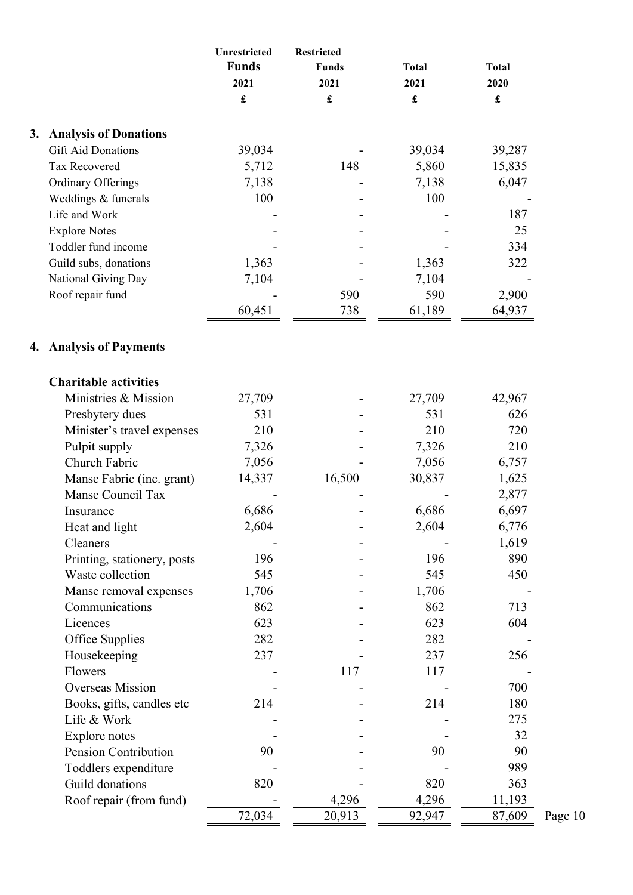| | Unrestricted Funds 2021 £ | Restricted Funds 2021 £ | Total 2021 £ | Total 2020 £ |
|---|---|---|---|---|
| **3. Analysis of Donations** | | | | |
| Gift Aid Donations | 39,034 | - | 39,034 | 39,287 |
| Tax Recovered | 5,712 | 148 | 5,860 | 15,835 |
| Ordinary Offerings | 7,138 | - | 7,138 | 6,047 |
| Weddings & funerals | 100 | - | 100 | - |
| Life and Work | - | - | - | 187 |
| Explore Notes | - | - | - | 25 |
| Toddler fund income | - | - | - | 334 |
| Guild subs, donations | 1,363 | - | 1,363 | 322 |
| National Giving Day | 7,104 | - | 7,104 | - |
| Roof repair fund | - | 590 | 590 | 2,900 |
| | 60,451 | 738 | 61,189 | 64,937 |
| **4. Analysis of Payments** | | | | |
| **Charitable activities** | | | | |
| Ministries & Mission | 27,709 | - | 27,709 | 42,967 |
| Presbytery dues | 531 | - | 531 | 626 |
| Minister's travel expenses | 210 | - | 210 | 720 |
| Pulpit supply | 7,326 | - | 7,326 | 210 |
| Church Fabric | 7,056 | - | 7,056 | 6,757 |
| Manse Fabric (inc. grant) | 14,337 | 16,500 | 30,837 | 1,625 |
| Manse Council Tax | - | - | - | 2,877 |
| Insurance | 6,686 | - | 6,686 | 6,697 |
| Heat and light | 2,604 | - | 2,604 | 6,776 |
| Cleaners | - | - | - | 1,619 |
| Printing, stationery, posts | 196 | - | 196 | 890 |
| Waste collection | 545 | - | 545 | 450 |
| Manse removal expenses | 1,706 | - | 1,706 | - |
| Communications | 862 | - | 862 | 713 |
| Licences | 623 | - | 623 | 604 |
| Office Supplies | 282 | - | 282 | - |
| Housekeeping | 237 | - | 237 | 256 |
| Flowers | - | 117 | 117 | - |
| Overseas Mission | - | - | - | 700 |
| Books, gifts, candles etc | 214 | - | 214 | 180 |
| Life & Work | - | - | - | 275 |
| Explore notes | - | - | - | 32 |
| Pension Contribution | 90 | - | 90 | 90 |
| Toddlers expenditure | - | - | - | 989 |
| Guild donations | 820 | - | 820 | 363 |
| Roof repair (from fund) | - | 4,296 | 4,296 | 11,193 |
| | 72,034 | 20,913 | 92,947 | 87,609 |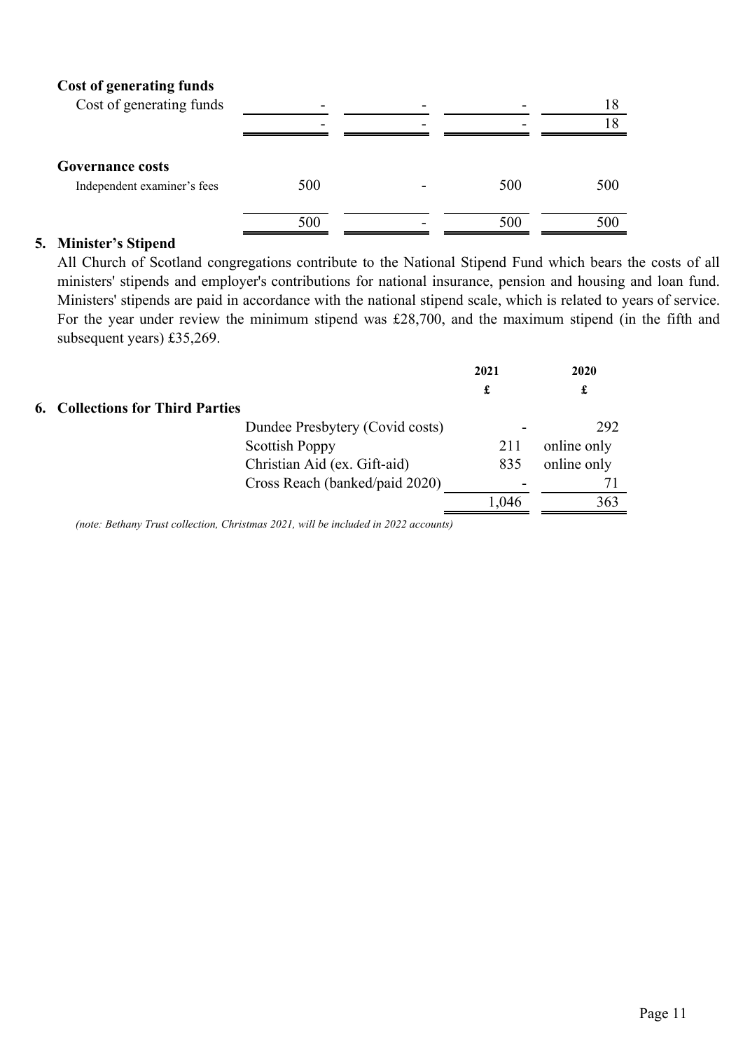**Cost of generating funds**

| | | | | |
|---|---|---|---|---|
| Cost of generating funds | - | - | - | 18 |
| | - | - | - | 18 |

**Governance costs**

| | | | | |
|---|---|---|---|---|
| Independent examiner's fees | 500 | - | 500 | 500 |
| | 500 | - | 500 | 500 |

## 5. Minister's Stipend

All Church of Scotland congregations contribute to the National Stipend Fund which bears the costs of all ministers' stipends and employer's contributions for national insurance, pension and housing and loan fund. Ministers' stipends are paid in accordance with the national stipend scale, which is related to years of service. For the year under review the minimum stipend was £28,700, and the maximum stipend (in the fifth and subsequent years) £35,269.

## 6. Collections for Third Parties

| | 2021 £ | 2020 £ |
|---|---|---|
| Dundee Presbytery (Covid costs) | - | 292 |
| Scottish Poppy | 211 | online only |
| Christian Aid (ex. Gift-aid) | 835 | online only |
| Cross Reach (banked/paid 2020) | - | 71 |
| | 1,046 | 363 |

*(note: Bethany Trust collection, Christmas 2021, will be included in 2022 accounts)*